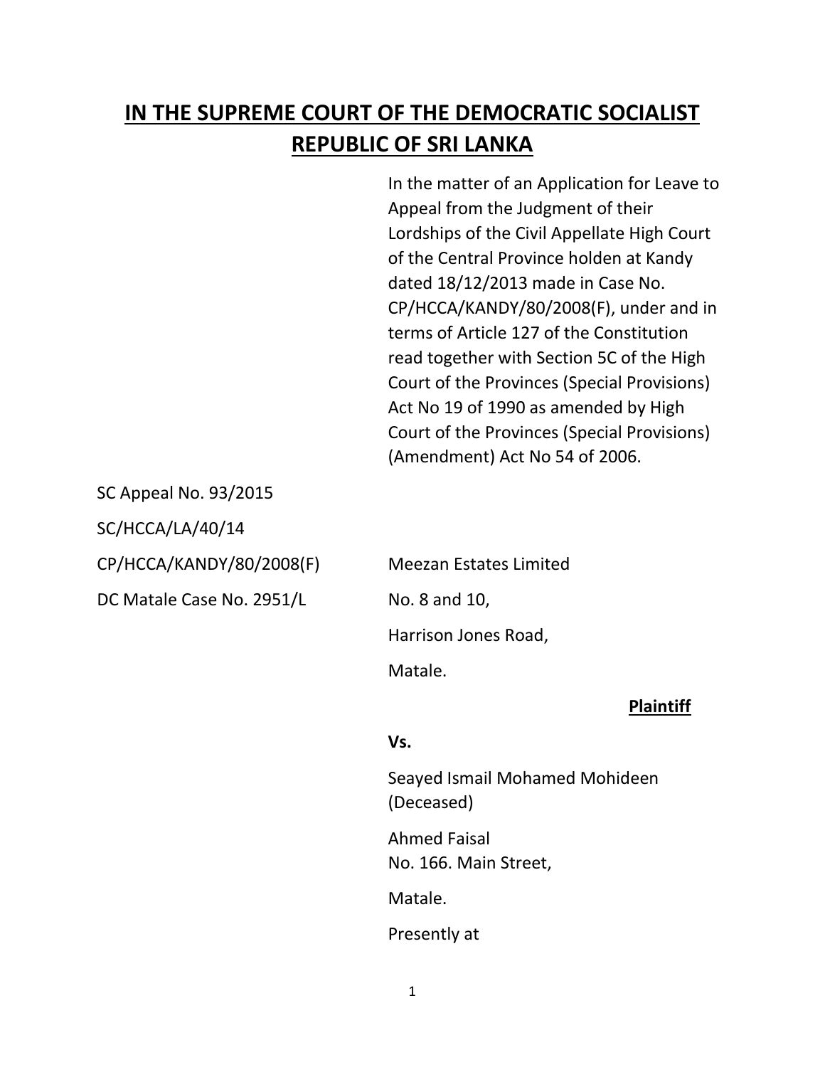# IN THE SUPREME COURT OF THE DEMOCRATIC SOCIALIST REPUBLIC OF SRI LANKA

In the matter of an Application for Leave to Appeal from the Judgment of their Lordships of the Civil Appellate High Court of the Central Province holden at Kandy dated 18/12/2013 made in Case No. CP/HCCA/KANDY/80/2008(F), under and in terms of Article 127 of the Constitution read together with Section 5C of the High Court of the Provinces (Special Provisions) Act No 19 of 1990 as amended by High Court of the Provinces (Special Provisions) (Amendment) Act No 54 of 2006.

SC Appeal No. 93/2015

SC/HCCA/LA/40/14

CP/HCCA/KANDY/80/2008(F)

DC Matale Case No. 2951/L

Meezan Estates Limited

No. 8 and 10,

Harrison Jones Road,

Matale.

**Plaintiff**

**Vs.**

Seayed Ismail Mohamed Mohideen (Deceased)

Ahmed Faisal
No. 166. Main Street,

Matale.

Presently at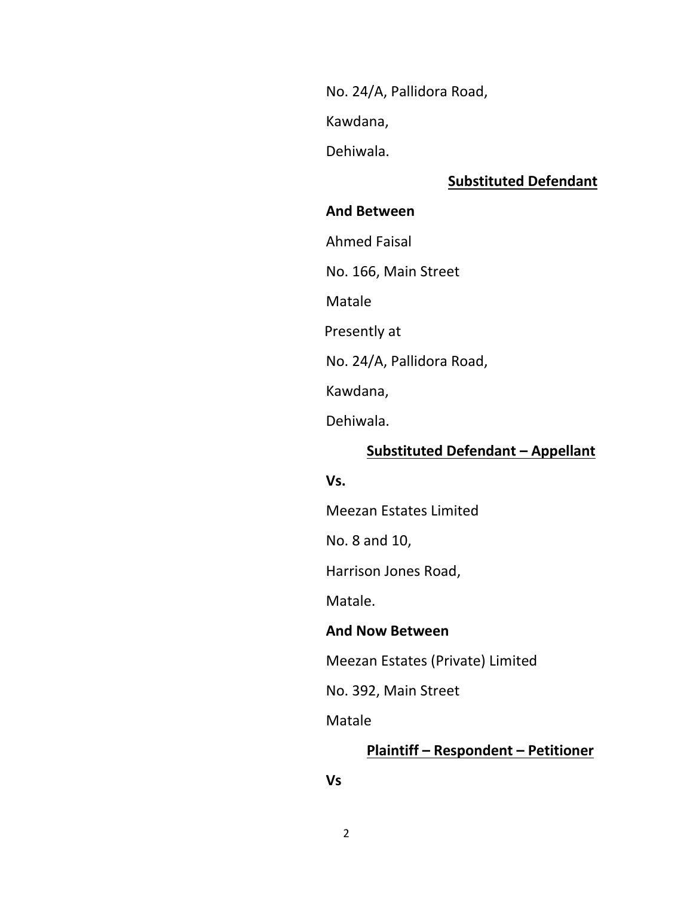No. 24/A, Pallidora Road,

Kawdana,

Dehiwala.

**<u>Substituted Defendant</u>**

**And Between**

Ahmed Faisal

No. 166, Main Street

Matale

Presently at

No. 24/A, Pallidora Road,

Kawdana,

Dehiwala.

**<u>Substituted Defendant – Appellant</u>**

**Vs.**

Meezan Estates Limited

No. 8 and 10,

Harrison Jones Road,

Matale.

**And Now Between**

Meezan Estates (Private) Limited

No. 392, Main Street

Matale

**<u>Plaintiff – Respondent – Petitioner</u>**

**Vs**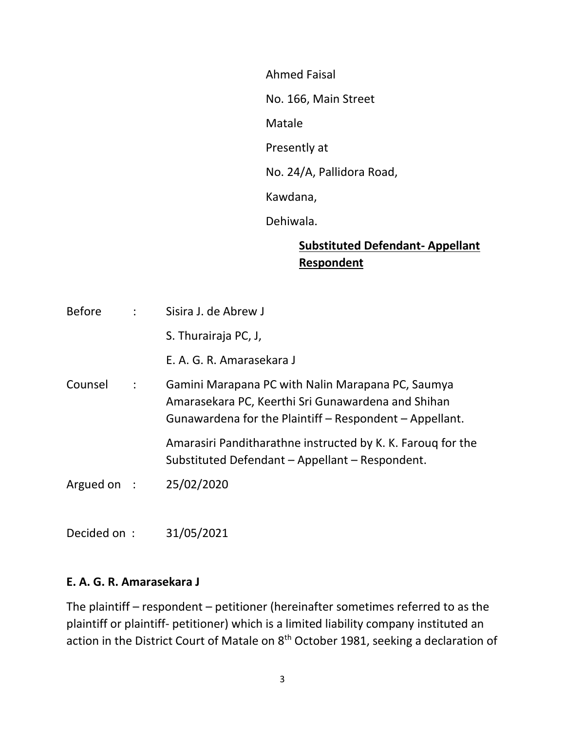Ahmed Faisal

No. 166, Main Street

Matale

Presently at

No. 24/A, Pallidora Road,

Kawdana,

Dehiwala.

**Substituted Defendant- Appellant Respondent**

Before : Sisira J. de Abrew J

S. Thurairaja PC, J,

E. A. G. R. Amarasekara J

Counsel : Gamini Marapana PC with Nalin Marapana PC, Saumya Amarasekara PC, Keerthi Sri Gunawardena and Shihan Gunawardena for the Plaintiff – Respondent – Appellant.

Amarasiri Panditharathne instructed by K. K. Farouq for the Substituted Defendant – Appellant – Respondent.

Argued on : 25/02/2020

Decided on : 31/05/2021

**E. A. G. R. Amarasekara J**

The plaintiff – respondent – petitioner (hereinafter sometimes referred to as the plaintiff or plaintiff- petitioner) which is a limited liability company instituted an action in the District Court of Matale on 8th October 1981, seeking a declaration of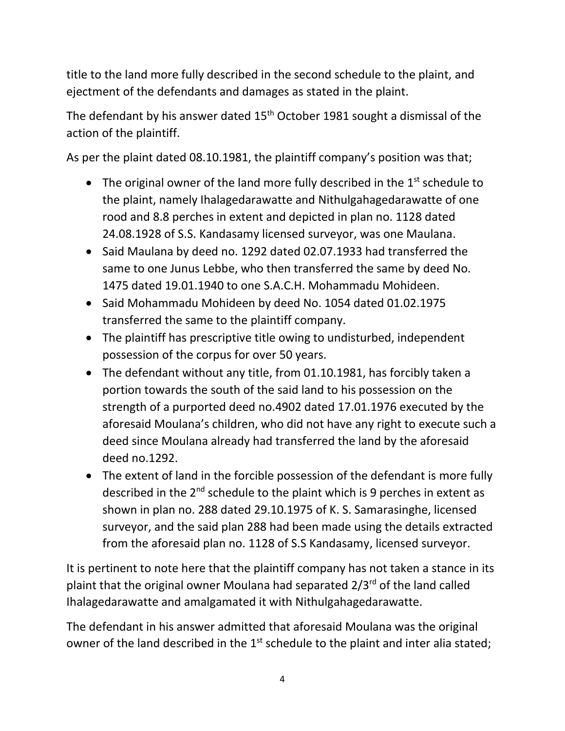title to the land more fully described in the second schedule to the plaint, and ejectment of the defendants and damages as stated in the plaint.

The defendant by his answer dated 15th October 1981 sought a dismissal of the action of the plaintiff.

As per the plaint dated 08.10.1981, the plaintiff company's position was that;

- The original owner of the land more fully described in the 1st schedule to the plaint, namely Ihalagedarawatte and Nithulgahagedarawatte of one rood and 8.8 perches in extent and depicted in plan no. 1128 dated 24.08.1928 of S.S. Kandasamy licensed surveyor, was one Maulana.
- Said Maulana by deed no. 1292 dated 02.07.1933 had transferred the same to one Junus Lebbe, who then transferred the same by deed No. 1475 dated 19.01.1940 to one S.A.C.H. Mohammadu Mohideen.
- Said Mohammadu Mohideen by deed No. 1054 dated 01.02.1975 transferred the same to the plaintiff company.
- The plaintiff has prescriptive title owing to undisturbed, independent possession of the corpus for over 50 years.
- The defendant without any title, from 01.10.1981, has forcibly taken a portion towards the south of the said land to his possession on the strength of a purported deed no.4902 dated 17.01.1976 executed by the aforesaid Moulana's children, who did not have any right to execute such a deed since Moulana already had transferred the land by the aforesaid deed no.1292.
- The extent of land in the forcible possession of the defendant is more fully described in the 2nd schedule to the plaint which is 9 perches in extent as shown in plan no. 288 dated 29.10.1975 of K. S. Samarasinghe, licensed surveyor, and the said plan 288 had been made using the details extracted from the aforesaid plan no. 1128 of S.S Kandasamy, licensed surveyor.

It is pertinent to note here that the plaintiff company has not taken a stance in its plaint that the original owner Moulana had separated 2/3rd of the land called Ihalagedarawatte and amalgamated it with Nithulgahagedarawatte.

The defendant in his answer admitted that aforesaid Moulana was the original owner of the land described in the 1st schedule to the plaint and inter alia stated;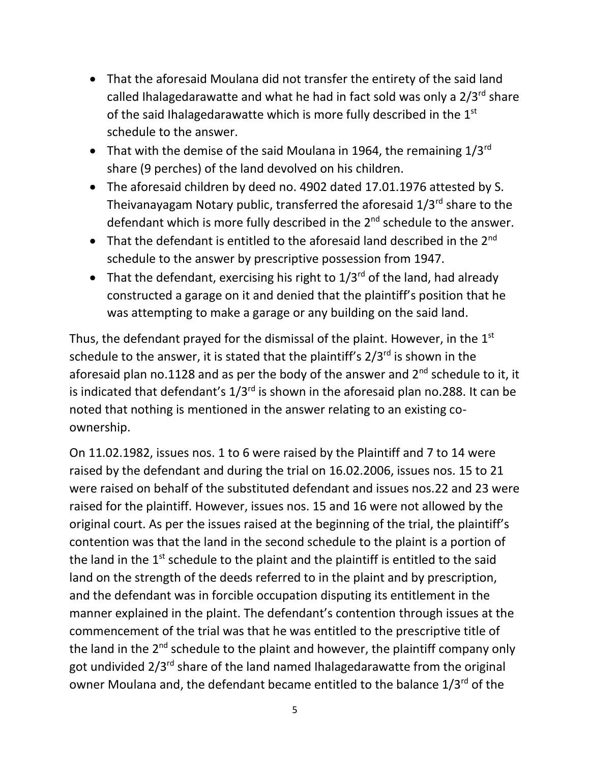- That the aforesaid Moulana did not transfer the entirety of the said land called Ihalagedarawatte and what he had in fact sold was only a 2/3rd share of the said Ihalagedarawatte which is more fully described in the 1st schedule to the answer.
- That with the demise of the said Moulana in 1964, the remaining 1/3rd share (9 perches) of the land devolved on his children.
- The aforesaid children by deed no. 4902 dated 17.01.1976 attested by S. Theivanayagam Notary public, transferred the aforesaid 1/3rd share to the defendant which is more fully described in the 2nd schedule to the answer.
- That the defendant is entitled to the aforesaid land described in the 2nd schedule to the answer by prescriptive possession from 1947.
- That the defendant, exercising his right to 1/3rd of the land, had already constructed a garage on it and denied that the plaintiff's position that he was attempting to make a garage or any building on the said land.

Thus, the defendant prayed for the dismissal of the plaint. However, in the 1st schedule to the answer, it is stated that the plaintiff's 2/3rd is shown in the aforesaid plan no.1128 and as per the body of the answer and 2nd schedule to it, it is indicated that defendant's 1/3rd is shown in the aforesaid plan no.288. It can be noted that nothing is mentioned in the answer relating to an existing co-ownership.

On 11.02.1982, issues nos. 1 to 6 were raised by the Plaintiff and 7 to 14 were raised by the defendant and during the trial on 16.02.2006, issues nos. 15 to 21 were raised on behalf of the substituted defendant and issues nos.22 and 23 were raised for the plaintiff. However, issues nos. 15 and 16 were not allowed by the original court. As per the issues raised at the beginning of the trial, the plaintiff's contention was that the land in the second schedule to the plaint is a portion of the land in the 1st schedule to the plaint and the plaintiff is entitled to the said land on the strength of the deeds referred to in the plaint and by prescription, and the defendant was in forcible occupation disputing its entitlement in the manner explained in the plaint. The defendant's contention through issues at the commencement of the trial was that he was entitled to the prescriptive title of the land in the 2nd schedule to the plaint and however, the plaintiff company only got undivided 2/3rd share of the land named Ihalagedarawatte from the original owner Moulana and, the defendant became entitled to the balance 1/3rd of the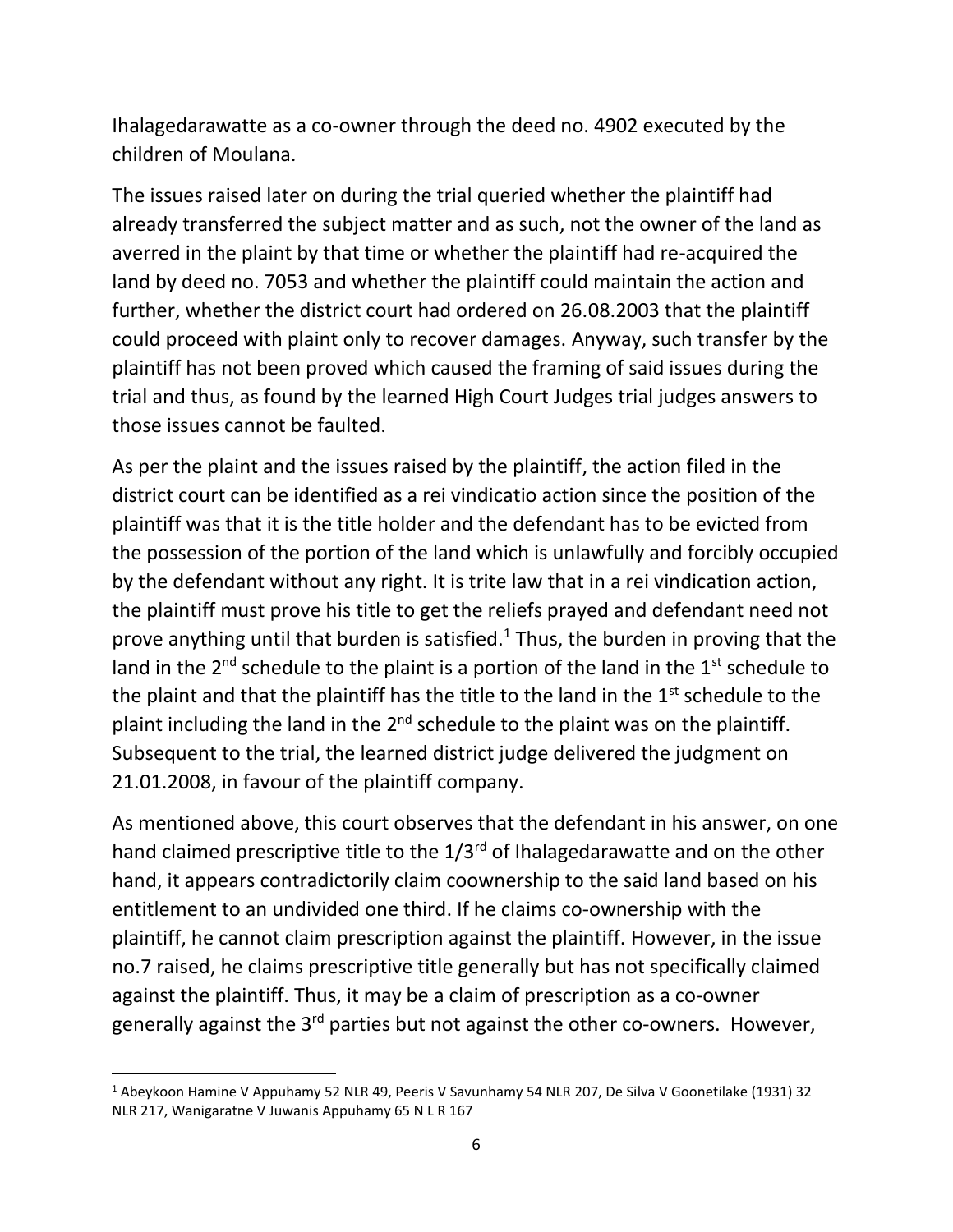Ihalagedarawatte as a co-owner through the deed no. 4902 executed by the children of Moulana.

The issues raised later on during the trial queried whether the plaintiff had already transferred the subject matter and as such, not the owner of the land as averred in the plaint by that time or whether the plaintiff had re-acquired the land by deed no. 7053 and whether the plaintiff could maintain the action and further, whether the district court had ordered on 26.08.2003 that the plaintiff could proceed with plaint only to recover damages. Anyway, such transfer by the plaintiff has not been proved which caused the framing of said issues during the trial and thus, as found by the learned High Court Judges trial judges answers to those issues cannot be faulted.

As per the plaint and the issues raised by the plaintiff, the action filed in the district court can be identified as a rei vindicatio action since the position of the plaintiff was that it is the title holder and the defendant has to be evicted from the possession of the portion of the land which is unlawfully and forcibly occupied by the defendant without any right. It is trite law that in a rei vindication action, the plaintiff must prove his title to get the reliefs prayed and defendant need not prove anything until that burden is satisfied.[1] Thus, the burden in proving that the land in the 2nd schedule to the plaint is a portion of the land in the 1st schedule to the plaint and that the plaintiff has the title to the land in the 1st schedule to the plaint including the land in the 2nd schedule to the plaint was on the plaintiff. Subsequent to the trial, the learned district judge delivered the judgment on 21.01.2008, in favour of the plaintiff company.

As mentioned above, this court observes that the defendant in his answer, on one hand claimed prescriptive title to the 1/3rd of Ihalagedarawatte and on the other hand, it appears contradictorily claim coownership to the said land based on his entitlement to an undivided one third. If he claims co-ownership with the plaintiff, he cannot claim prescription against the plaintiff. However, in the issue no.7 raised, he claims prescriptive title generally but has not specifically claimed against the plaintiff. Thus, it may be a claim of prescription as a co-owner generally against the 3rd parties but not against the other co-owners. However,

---

[1] Abeykoon Hamine V Appuhamy 52 NLR 49, Peeris V Savunhamy 54 NLR 207, De Silva V Goonetilake (1931) 32 NLR 217, Wanigaratne V Juwanis Appuhamy 65 N L R 167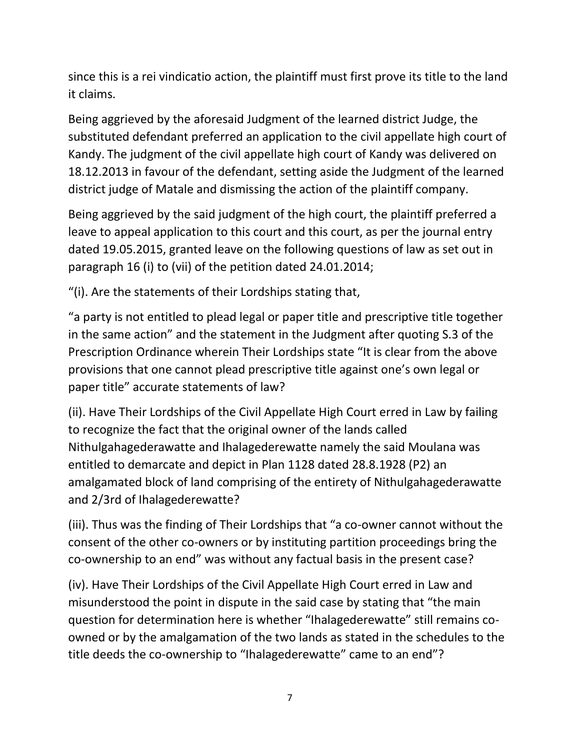since this is a rei vindicatio action, the plaintiff must first prove its title to the land it claims.

Being aggrieved by the aforesaid Judgment of the learned district Judge, the substituted defendant preferred an application to the civil appellate high court of Kandy. The judgment of the civil appellate high court of Kandy was delivered on 18.12.2013 in favour of the defendant, setting aside the Judgment of the learned district judge of Matale and dismissing the action of the plaintiff company.

Being aggrieved by the said judgment of the high court, the plaintiff preferred a leave to appeal application to this court and this court, as per the journal entry dated 19.05.2015, granted leave on the following questions of law as set out in paragraph 16 (i) to (vii) of the petition dated 24.01.2014;

"(i). Are the statements of their Lordships stating that,

"a party is not entitled to plead legal or paper title and prescriptive title together in the same action" and the statement in the Judgment after quoting S.3 of the Prescription Ordinance wherein Their Lordships state "It is clear from the above provisions that one cannot plead prescriptive title against one's own legal or paper title" accurate statements of law?

(ii). Have Their Lordships of the Civil Appellate High Court erred in Law by failing to recognize the fact that the original owner of the lands called Nithulgahagederawatte and Ihalagederewatte namely the said Moulana was entitled to demarcate and depict in Plan 1128 dated 28.8.1928 (P2) an amalgamated block of land comprising of the entirety of Nithulgahagederawatte and 2/3rd of Ihalagederewatte?

(iii). Thus was the finding of Their Lordships that "a co-owner cannot without the consent of the other co-owners or by instituting partition proceedings bring the co-ownership to an end" was without any factual basis in the present case?

(iv). Have Their Lordships of the Civil Appellate High Court erred in Law and misunderstood the point in dispute in the said case by stating that "the main question for determination here is whether "Ihalagederewatte" still remains co-owned or by the amalgamation of the two lands as stated in the schedules to the title deeds the co-ownership to "Ihalagederewatte" came to an end"?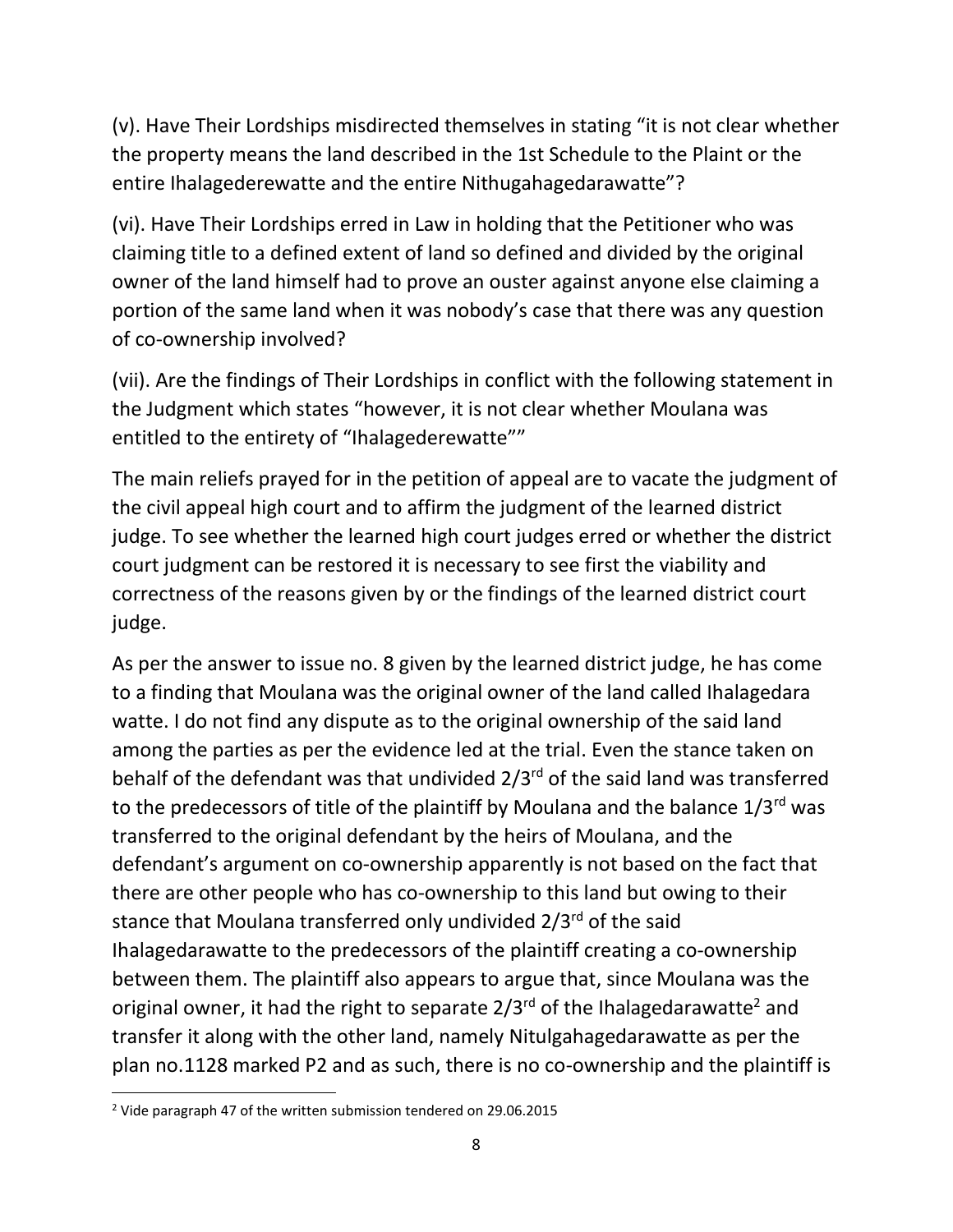(v). Have Their Lordships misdirected themselves in stating "it is not clear whether the property means the land described in the 1st Schedule to the Plaint or the entire Ihalagederewatte and the entire Nithugahagedarawatte"?

(vi). Have Their Lordships erred in Law in holding that the Petitioner who was claiming title to a defined extent of land so defined and divided by the original owner of the land himself had to prove an ouster against anyone else claiming a portion of the same land when it was nobody's case that there was any question of co-ownership involved?

(vii). Are the findings of Their Lordships in conflict with the following statement in the Judgment which states "however, it is not clear whether Moulana was entitled to the entirety of "Ihalagederewatte""

The main reliefs prayed for in the petition of appeal are to vacate the judgment of the civil appeal high court and to affirm the judgment of the learned district judge. To see whether the learned high court judges erred or whether the district court judgment can be restored it is necessary to see first the viability and correctness of the reasons given by or the findings of the learned district court judge.

As per the answer to issue no. 8 given by the learned district judge, he has come to a finding that Moulana was the original owner of the land called Ihalagedara watte. I do not find any dispute as to the original ownership of the said land among the parties as per the evidence led at the trial. Even the stance taken on behalf of the defendant was that undivided 2/3rd of the said land was transferred to the predecessors of title of the plaintiff by Moulana and the balance 1/3rd was transferred to the original defendant by the heirs of Moulana, and the defendant's argument on co-ownership apparently is not based on the fact that there are other people who has co-ownership to this land but owing to their stance that Moulana transferred only undivided 2/3rd of the said Ihalagedarawatte to the predecessors of the plaintiff creating a co-ownership between them. The plaintiff also appears to argue that, since Moulana was the original owner, it had the right to separate 2/3rd of the Ihalagedarawatte[2] and transfer it along with the other land, namely Nitulgahagedarawatte as per the plan no.1128 marked P2 and as such, there is no co-ownership and the plaintiff is

[2] Vide paragraph 47 of the written submission tendered on 29.06.2015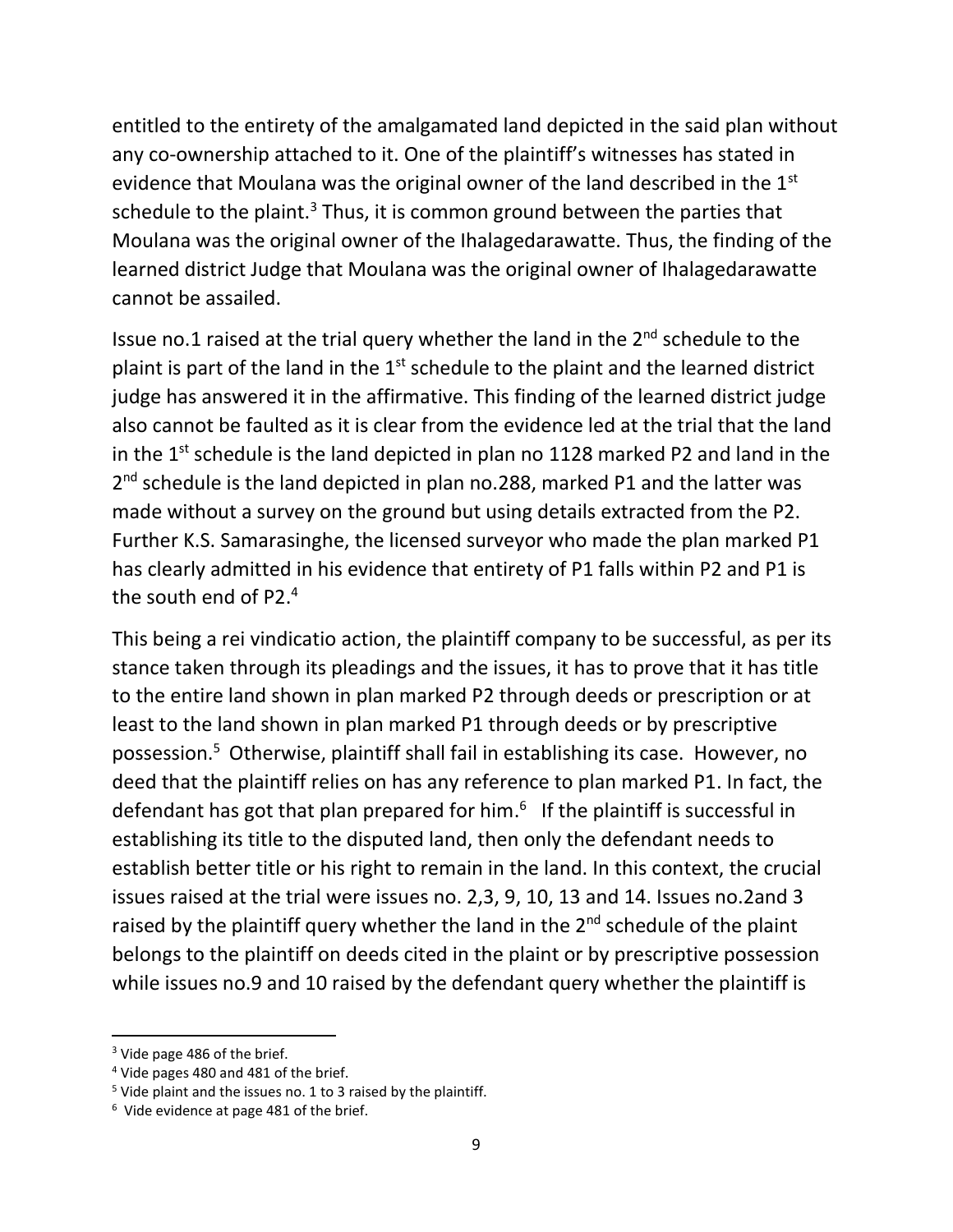entitled to the entirety of the amalgamated land depicted in the said plan without any co-ownership attached to it. One of the plaintiff's witnesses has stated in evidence that Moulana was the original owner of the land described in the 1st schedule to the plaint.[3] Thus, it is common ground between the parties that Moulana was the original owner of the Ihalagedarawatte. Thus, the finding of the learned district Judge that Moulana was the original owner of Ihalagedarawatte cannot be assailed.

Issue no.1 raised at the trial query whether the land in the 2nd schedule to the plaint is part of the land in the 1st schedule to the plaint and the learned district judge has answered it in the affirmative. This finding of the learned district judge also cannot be faulted as it is clear from the evidence led at the trial that the land in the 1st schedule is the land depicted in plan no 1128 marked P2 and land in the 2nd schedule is the land depicted in plan no.288, marked P1 and the latter was made without a survey on the ground but using details extracted from the P2. Further K.S. Samarasinghe, the licensed surveyor who made the plan marked P1 has clearly admitted in his evidence that entirety of P1 falls within P2 and P1 is the south end of P2.[4]

This being a rei vindicatio action, the plaintiff company to be successful, as per its stance taken through its pleadings and the issues, it has to prove that it has title to the entire land shown in plan marked P2 through deeds or prescription or at least to the land shown in plan marked P1 through deeds or by prescriptive possession.[5] Otherwise, plaintiff shall fail in establishing its case. However, no deed that the plaintiff relies on has any reference to plan marked P1. In fact, the defendant has got that plan prepared for him.[6] If the plaintiff is successful in establishing its title to the disputed land, then only the defendant needs to establish better title or his right to remain in the land. In this context, the crucial issues raised at the trial were issues no. 2,3, 9, 10, 13 and 14. Issues no.2and 3 raised by the plaintiff query whether the land in the 2nd schedule of the plaint belongs to the plaintiff on deeds cited in the plaint or by prescriptive possession while issues no.9 and 10 raised by the defendant query whether the plaintiff is

---

[3] Vide page 486 of the brief.

[4] Vide pages 480 and 481 of the brief.

[5] Vide plaint and the issues no. 1 to 3 raised by the plaintiff.

[6] Vide evidence at page 481 of the brief.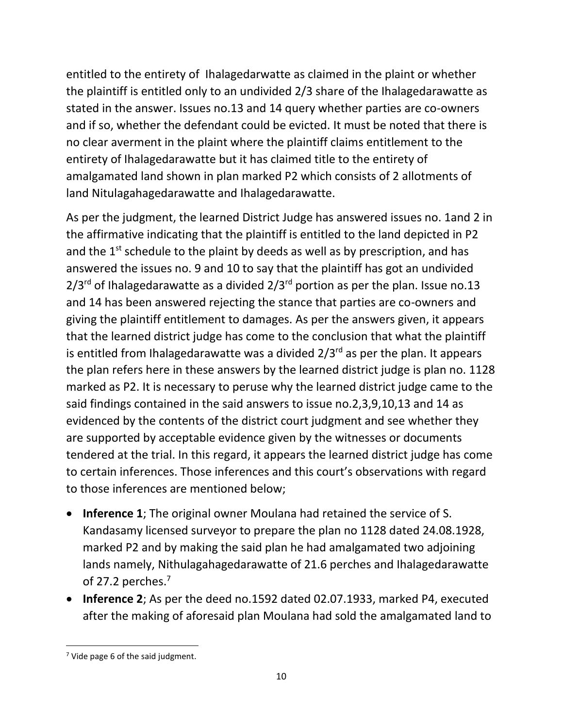entitled to the entirety of Ihalagedarwatte as claimed in the plaint or whether the plaintiff is entitled only to an undivided 2/3 share of the Ihalagedarawatte as stated in the answer. Issues no.13 and 14 query whether parties are co-owners and if so, whether the defendant could be evicted. It must be noted that there is no clear averment in the plaint where the plaintiff claims entitlement to the entirety of Ihalagedarawatte but it has claimed title to the entirety of amalgamated land shown in plan marked P2 which consists of 2 allotments of land Nitulagahagedarawatte and Ihalagedarawatte.

As per the judgment, the learned District Judge has answered issues no. 1and 2 in the affirmative indicating that the plaintiff is entitled to the land depicted in P2 and the 1st schedule to the plaint by deeds as well as by prescription, and has answered the issues no. 9 and 10 to say that the plaintiff has got an undivided 2/3rd of Ihalagedarawatte as a divided 2/3rd portion as per the plan. Issue no.13 and 14 has been answered rejecting the stance that parties are co-owners and giving the plaintiff entitlement to damages. As per the answers given, it appears that the learned district judge has come to the conclusion that what the plaintiff is entitled from Ihalagedarawatte was a divided 2/3rd as per the plan. It appears the plan refers here in these answers by the learned district judge is plan no. 1128 marked as P2. It is necessary to peruse why the learned district judge came to the said findings contained in the said answers to issue no.2,3,9,10,13 and 14 as evidenced by the contents of the district court judgment and see whether they are supported by acceptable evidence given by the witnesses or documents tendered at the trial. In this regard, it appears the learned district judge has come to certain inferences. Those inferences and this court's observations with regard to those inferences are mentioned below;

- **Inference 1**; The original owner Moulana had retained the service of S. Kandasamy licensed surveyor to prepare the plan no 1128 dated 24.08.1928, marked P2 and by making the said plan he had amalgamated two adjoining lands namely, Nithulagahagedarawatte of 21.6 perches and Ihalagedarawatte of 27.2 perches.[7]
- **Inference 2**; As per the deed no.1592 dated 02.07.1933, marked P4, executed after the making of aforesaid plan Moulana had sold the amalgamated land to

[7] Vide page 6 of the said judgment.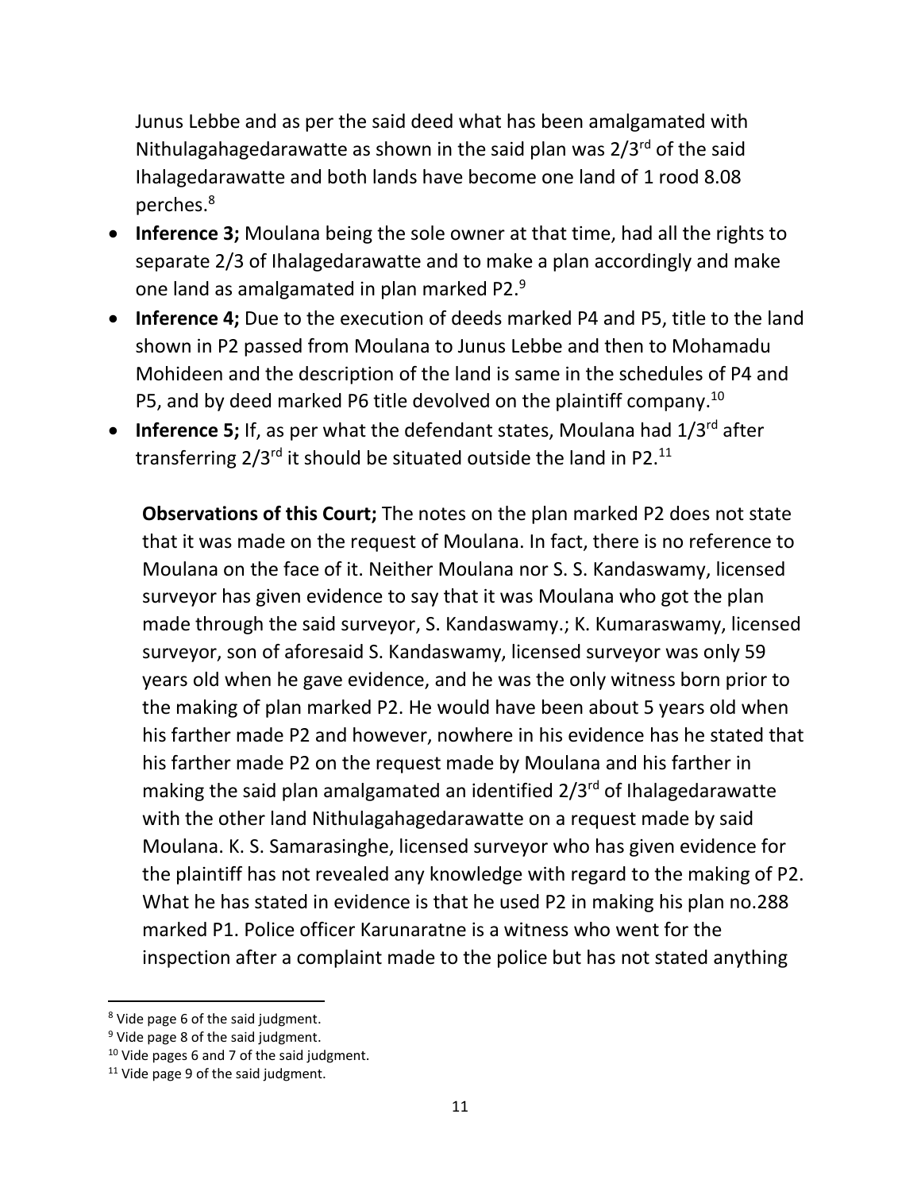Junus Lebbe and as per the said deed what has been amalgamated with Nithulagahagedarawatte as shown in the said plan was 2/3rd of the said Ihalagedarawatte and both lands have become one land of 1 rood 8.08 perches.[8]

- **Inference 3;** Moulana being the sole owner at that time, had all the rights to separate 2/3 of Ihalagedarawatte and to make a plan accordingly and make one land as amalgamated in plan marked P2.[9]
- **Inference 4;** Due to the execution of deeds marked P4 and P5, title to the land shown in P2 passed from Moulana to Junus Lebbe and then to Mohamadu Mohideen and the description of the land is same in the schedules of P4 and P5, and by deed marked P6 title devolved on the plaintiff company.[10]
- **Inference 5;** If, as per what the defendant states, Moulana had 1/3rd after transferring 2/3rd it should be situated outside the land in P2.[11]

**Observations of this Court;** The notes on the plan marked P2 does not state that it was made on the request of Moulana. In fact, there is no reference to Moulana on the face of it. Neither Moulana nor S. S. Kandaswamy, licensed surveyor has given evidence to say that it was Moulana who got the plan made through the said surveyor, S. Kandaswamy.; K. Kumaraswamy, licensed surveyor, son of aforesaid S. Kandaswamy, licensed surveyor was only 59 years old when he gave evidence, and he was the only witness born prior to the making of plan marked P2. He would have been about 5 years old when his farther made P2 and however, nowhere in his evidence has he stated that his farther made P2 on the request made by Moulana and his farther in making the said plan amalgamated an identified 2/3rd of Ihalagedarawatte with the other land Nithulagahagedarawatte on a request made by said Moulana. K. S. Samarasinghe, licensed surveyor who has given evidence for the plaintiff has not revealed any knowledge with regard to the making of P2. What he has stated in evidence is that he used P2 in making his plan no.288 marked P1. Police officer Karunaratne is a witness who went for the inspection after a complaint made to the police but has not stated anything

---

[8] Vide page 6 of the said judgment.

[9] Vide page 8 of the said judgment.

[10] Vide pages 6 and 7 of the said judgment.

[11] Vide page 9 of the said judgment.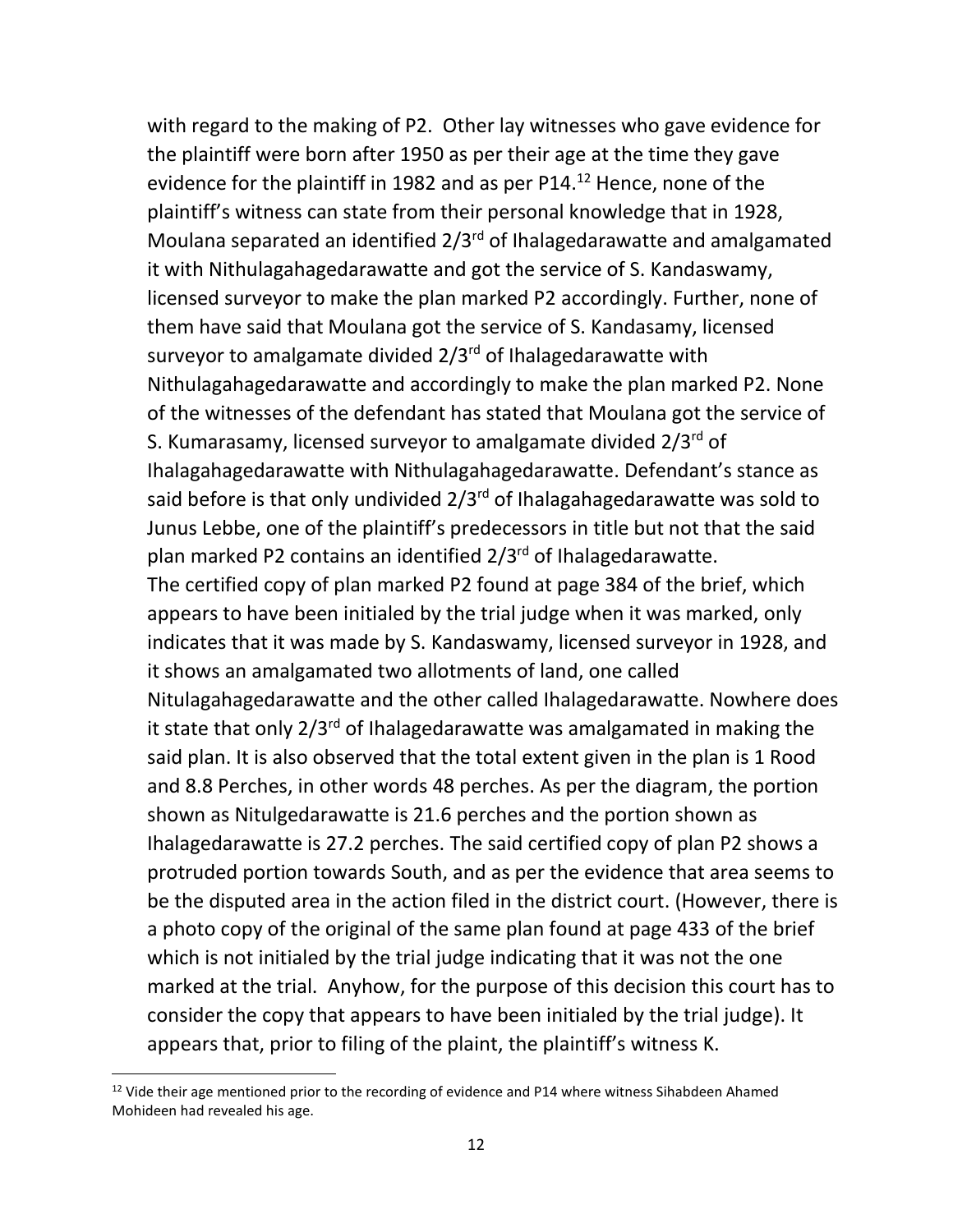with regard to the making of P2. Other lay witnesses who gave evidence for the plaintiff were born after 1950 as per their age at the time they gave evidence for the plaintiff in 1982 and as per P14.[12] Hence, none of the plaintiff's witness can state from their personal knowledge that in 1928, Moulana separated an identified 2/3rd of Ihalagedarawatte and amalgamated it with Nithulagahagedarawatte and got the service of S. Kandaswamy, licensed surveyor to make the plan marked P2 accordingly. Further, none of them have said that Moulana got the service of S. Kandasamy, licensed surveyor to amalgamate divided 2/3rd of Ihalagedarawatte with Nithulagahagedarawatte and accordingly to make the plan marked P2. None of the witnesses of the defendant has stated that Moulana got the service of S. Kumarasamy, licensed surveyor to amalgamate divided 2/3rd of Ihalagahagedarawatte with Nithulagahagedarawatte. Defendant's stance as said before is that only undivided 2/3rd of Ihalagahagedarawatte was sold to Junus Lebbe, one of the plaintiff's predecessors in title but not that the said plan marked P2 contains an identified 2/3rd of Ihalagedarawatte.

The certified copy of plan marked P2 found at page 384 of the brief, which appears to have been initialed by the trial judge when it was marked, only indicates that it was made by S. Kandaswamy, licensed surveyor in 1928, and it shows an amalgamated two allotments of land, one called Nitulagahagedarawatte and the other called Ihalagedarawatte. Nowhere does it state that only 2/3rd of Ihalagedarawatte was amalgamated in making the said plan. It is also observed that the total extent given in the plan is 1 Rood and 8.8 Perches, in other words 48 perches. As per the diagram, the portion shown as Nitulgedarawatte is 21.6 perches and the portion shown as Ihalagedarawatte is 27.2 perches. The said certified copy of plan P2 shows a protruded portion towards South, and as per the evidence that area seems to be the disputed area in the action filed in the district court. (However, there is a photo copy of the original of the same plan found at page 433 of the brief which is not initialed by the trial judge indicating that it was not the one marked at the trial. Anyhow, for the purpose of this decision this court has to consider the copy that appears to have been initialed by the trial judge). It appears that, prior to filing of the plaint, the plaintiff's witness K.

[12] Vide their age mentioned prior to the recording of evidence and P14 where witness Sihabdeen Ahamed Mohideen had revealed his age.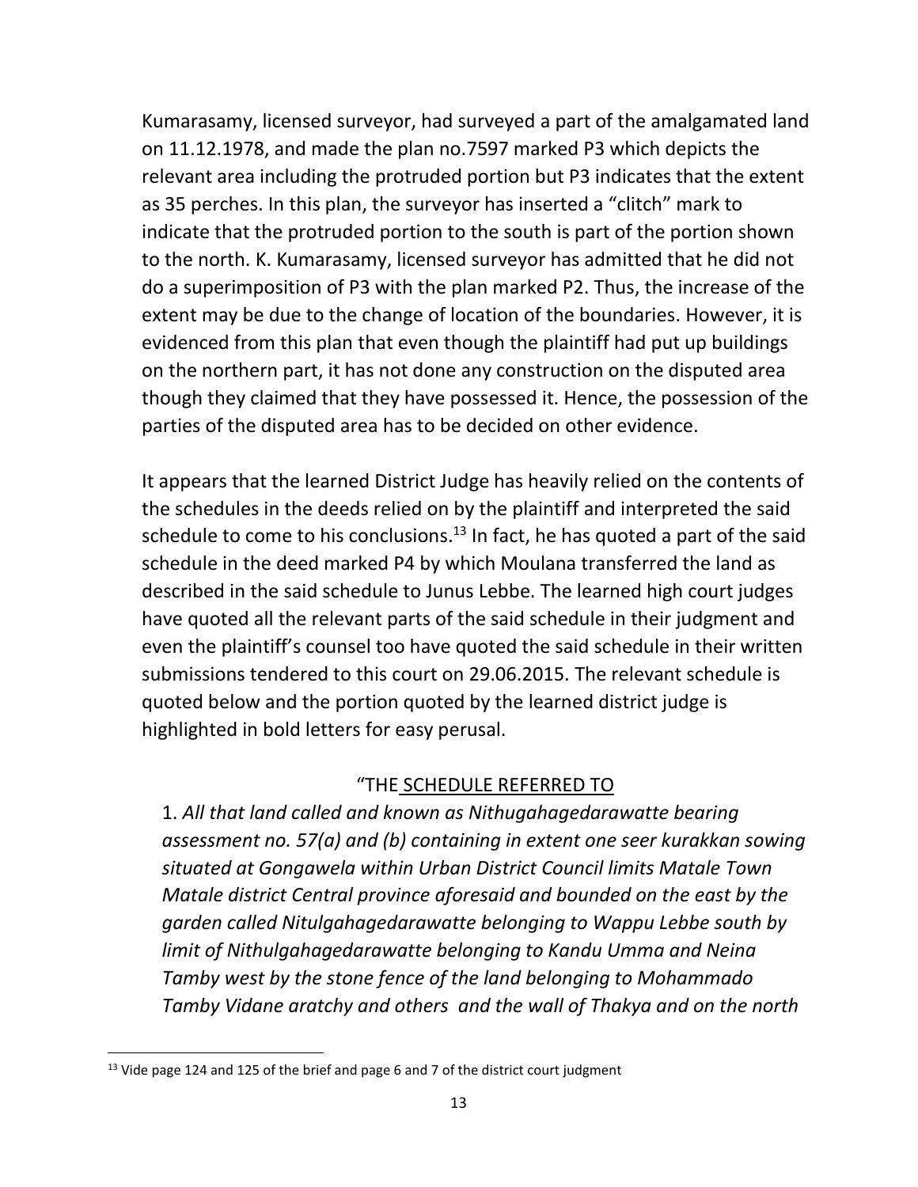Kumarasamy, licensed surveyor, had surveyed a part of the amalgamated land on 11.12.1978, and made the plan no.7597 marked P3 which depicts the relevant area including the protruded portion but P3 indicates that the extent as 35 perches. In this plan, the surveyor has inserted a "clitch" mark to indicate that the protruded portion to the south is part of the portion shown to the north. K. Kumarasamy, licensed surveyor has admitted that he did not do a superimposition of P3 with the plan marked P2. Thus, the increase of the extent may be due to the change of location of the boundaries. However, it is evidenced from this plan that even though the plaintiff had put up buildings on the northern part, it has not done any construction on the disputed area though they claimed that they have possessed it. Hence, the possession of the parties of the disputed area has to be decided on other evidence.

It appears that the learned District Judge has heavily relied on the contents of the schedules in the deeds relied on by the plaintiff and interpreted the said schedule to come to his conclusions.[13] In fact, he has quoted a part of the said schedule in the deed marked P4 by which Moulana transferred the land as described in the said schedule to Junus Lebbe. The learned high court judges have quoted all the relevant parts of the said schedule in their judgment and even the plaintiff's counsel too have quoted the said schedule in their written submissions tendered to this court on 29.06.2015. The relevant schedule is quoted below and the portion quoted by the learned district judge is highlighted in bold letters for easy perusal.

"THE <u>SCHEDULE REFERRED TO</u>

1. *All that land called and known as Nithugahagedarawatte bearing assessment no. 57(a) and (b) containing in extent one seer kurakkan sowing situated at Gongawela within Urban District Council limits Matale Town Matale district Central province aforesaid and bounded on the east by the garden called Nitulgahagedarawatte belonging to Wappu Lebbe south by limit of Nithulgahagedarawatte belonging to Kandu Umma and Neina Tamby west by the stone fence of the land belonging to Mohammado Tamby Vidane aratchy and others and the wall of Thakya and on the north*

[13] Vide page 124 and 125 of the brief and page 6 and 7 of the district court judgment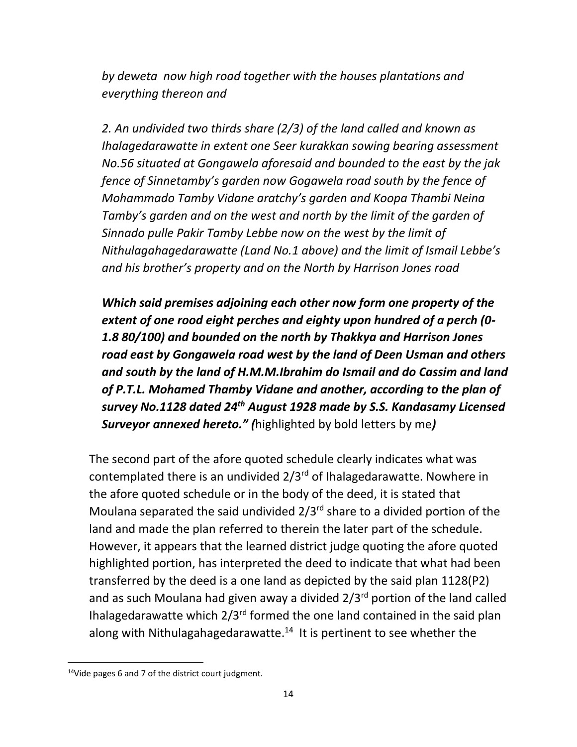*by deweta now high road together with the houses plantations and everything thereon and*

*2. An undivided two thirds share (2/3) of the land called and known as Ihalagedarawatte in extent one Seer kurakkan sowing bearing assessment No.56 situated at Gongawela aforesaid and bounded to the east by the jak fence of Sinnetamby's garden now Gogawela road south by the fence of Mohammado Tamby Vidane aratchy's garden and Koopa Thambi Neina Tamby's garden and on the west and north by the limit of the garden of Sinnado pulle Pakir Tamby Lebbe now on the west by the limit of Nithulagahagedarawatte (Land No.1 above) and the limit of Ismail Lebbe's and his brother's property and on the North by Harrison Jones road*

***Which said premises adjoining each other now form one property of the extent of one rood eight perches and eighty upon hundred of a perch (0-1.8 80/100) and bounded on the north by Thakkya and Harrison Jones road east by Gongawela road west by the land of Deen Usman and others and south by the land of H.M.M.Ibrahim do Ismail and do Cassim and land of P.T.L. Mohamed Thamby Vidane and another, according to the plan of survey No.1128 dated 24th August 1928 made by S.S. Kandasamy Licensed Surveyor annexed hereto." (**highlighted by bold letters by me**)***

The second part of the afore quoted schedule clearly indicates what was contemplated there is an undivided 2/3rd of Ihalagedarawatte. Nowhere in the afore quoted schedule or in the body of the deed, it is stated that Moulana separated the said undivided 2/3rd share to a divided portion of the land and made the plan referred to therein the later part of the schedule. However, it appears that the learned district judge quoting the afore quoted highlighted portion, has interpreted the deed to indicate that what had been transferred by the deed is a one land as depicted by the said plan 1128(P2) and as such Moulana had given away a divided 2/3rd portion of the land called Ihalagedarawatte which 2/3rd formed the one land contained in the said plan along with Nithulagahagedarawatte.[14] It is pertinent to see whether the

[14] Vide pages 6 and 7 of the district court judgment.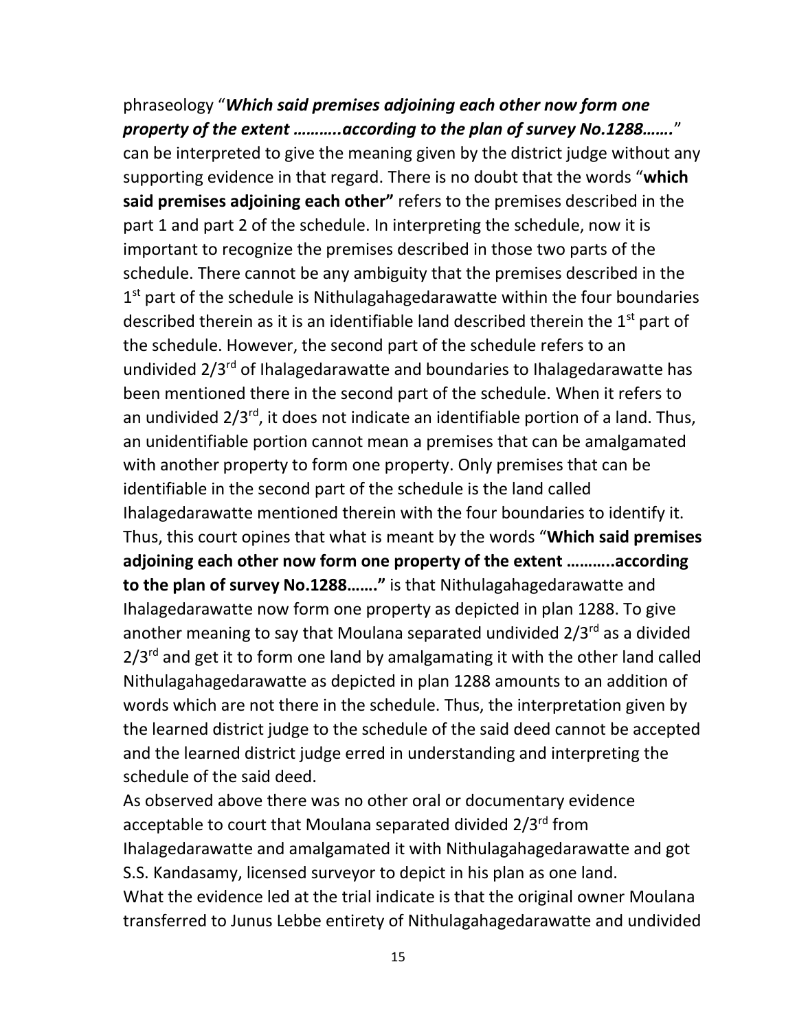phraseology “***Which said premises adjoining each other now form one property of the extent ………..according to the plan of survey No.1288…….***” can be interpreted to give the meaning given by the district judge without any supporting evidence in that regard. There is no doubt that the words “**which said premises adjoining each other”** refers to the premises described in the part 1 and part 2 of the schedule. In interpreting the schedule, now it is important to recognize the premises described in those two parts of the schedule. There cannot be any ambiguity that the premises described in the 1st part of the schedule is Nithulagahagedarawatte within the four boundaries described therein as it is an identifiable land described therein the 1st part of the schedule. However, the second part of the schedule refers to an undivided 2/3rd of Ihalagedarawatte and boundaries to Ihalagedarawatte has been mentioned there in the second part of the schedule. When it refers to an undivided 2/3rd, it does not indicate an identifiable portion of a land. Thus, an unidentifiable portion cannot mean a premises that can be amalgamated with another property to form one property. Only premises that can be identifiable in the second part of the schedule is the land called Ihalagedarawatte mentioned therein with the four boundaries to identify it. Thus, this court opines that what is meant by the words “**Which said premises adjoining each other now form one property of the extent ………..according to the plan of survey No.1288…….”** is that Nithulagahagedarawatte and Ihalagedarawatte now form one property as depicted in plan 1288. To give another meaning to say that Moulana separated undivided 2/3rd as a divided 2/3rd and get it to form one land by amalgamating it with the other land called Nithulagahagedarawatte as depicted in plan 1288 amounts to an addition of words which are not there in the schedule. Thus, the interpretation given by the learned district judge to the schedule of the said deed cannot be accepted and the learned district judge erred in understanding and interpreting the schedule of the said deed.

As observed above there was no other oral or documentary evidence acceptable to court that Moulana separated divided 2/3rd from Ihalagedarawatte and amalgamated it with Nithulagahagedarawatte and got S.S. Kandasamy, licensed surveyor to depict in his plan as one land.

What the evidence led at the trial indicate is that the original owner Moulana transferred to Junus Lebbe entirety of Nithulagahagedarawatte and undivided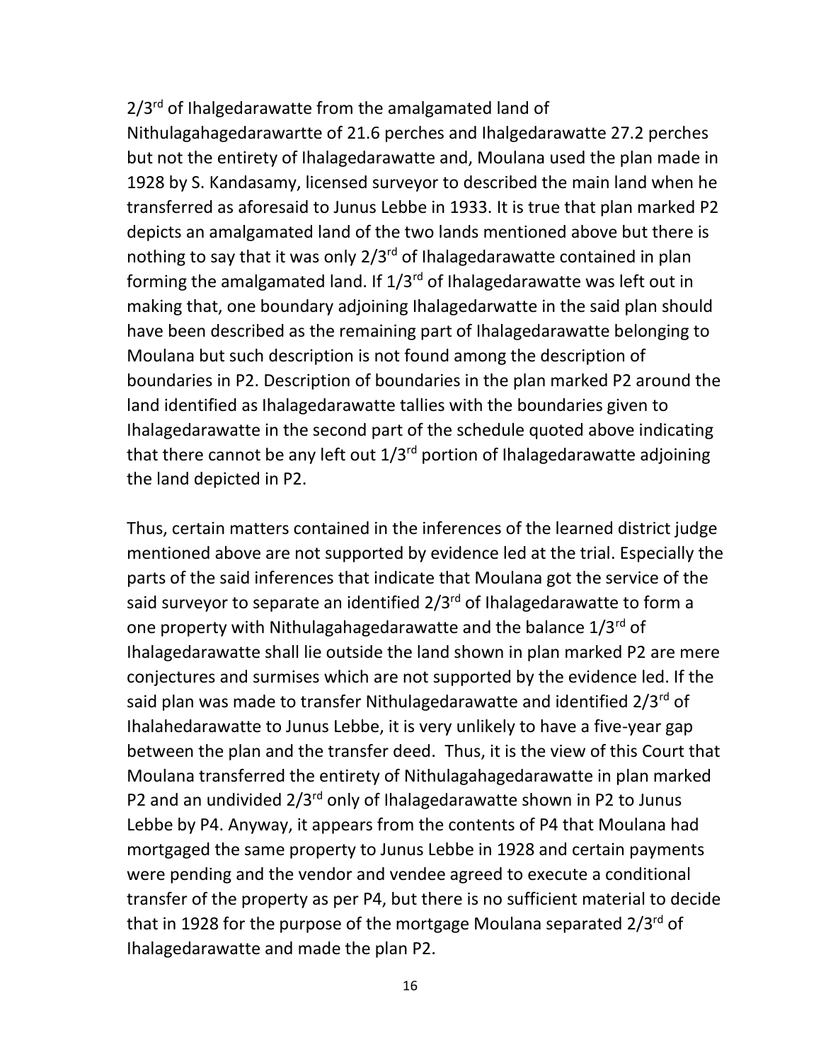2/3rd of Ihalgedarawatte from the amalgamated land of Nithulagahagedarawartte of 21.6 perches and Ihalgedarawatte 27.2 perches but not the entirety of Ihalagedarawatte and, Moulana used the plan made in 1928 by S. Kandasamy, licensed surveyor to described the main land when he transferred as aforesaid to Junus Lebbe in 1933. It is true that plan marked P2 depicts an amalgamated land of the two lands mentioned above but there is nothing to say that it was only 2/3rd of Ihalagedarawatte contained in plan forming the amalgamated land. If 1/3rd of Ihalagedarawatte was left out in making that, one boundary adjoining Ihalagedarwatte in the said plan should have been described as the remaining part of Ihalagedarawatte belonging to Moulana but such description is not found among the description of boundaries in P2. Description of boundaries in the plan marked P2 around the land identified as Ihalagedarawatte tallies with the boundaries given to Ihalagedarawatte in the second part of the schedule quoted above indicating that there cannot be any left out 1/3rd portion of Ihalagedarawatte adjoining the land depicted in P2.

Thus, certain matters contained in the inferences of the learned district judge mentioned above are not supported by evidence led at the trial. Especially the parts of the said inferences that indicate that Moulana got the service of the said surveyor to separate an identified 2/3rd of Ihalagedarawatte to form a one property with Nithulagahagedarawatte and the balance 1/3rd of Ihalagedarawatte shall lie outside the land shown in plan marked P2 are mere conjectures and surmises which are not supported by the evidence led. If the said plan was made to transfer Nithulagedarawatte and identified 2/3rd of Ihalahedarawatte to Junus Lebbe, it is very unlikely to have a five-year gap between the plan and the transfer deed. Thus, it is the view of this Court that Moulana transferred the entirety of Nithulagahagedarawatte in plan marked P2 and an undivided 2/3rd only of Ihalagedarawatte shown in P2 to Junus Lebbe by P4. Anyway, it appears from the contents of P4 that Moulana had mortgaged the same property to Junus Lebbe in 1928 and certain payments were pending and the vendor and vendee agreed to execute a conditional transfer of the property as per P4, but there is no sufficient material to decide that in 1928 for the purpose of the mortgage Moulana separated 2/3rd of Ihalagedarawatte and made the plan P2.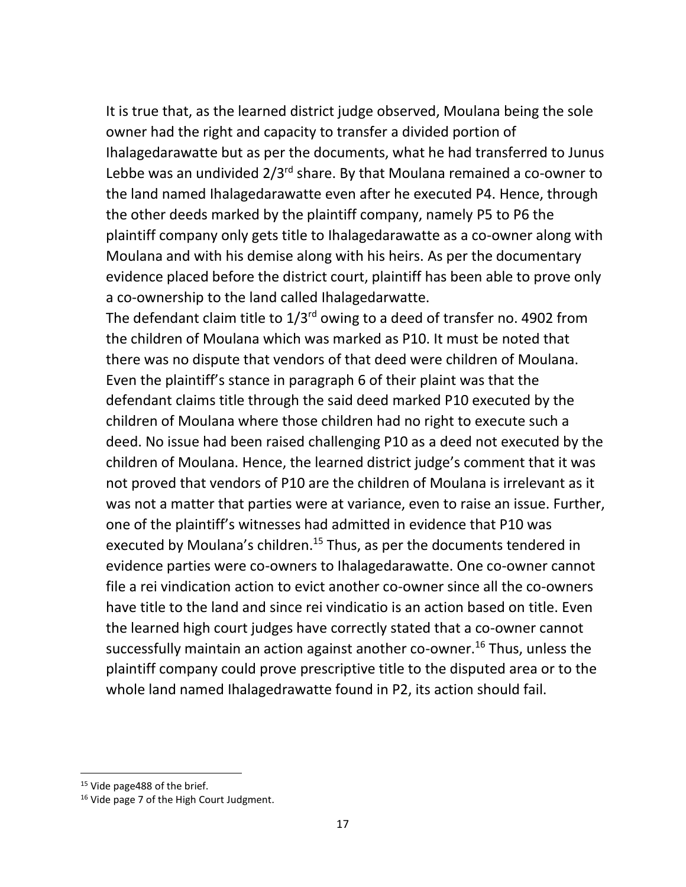It is true that, as the learned district judge observed, Moulana being the sole owner had the right and capacity to transfer a divided portion of Ihalagedarawatte but as per the documents, what he had transferred to Junus Lebbe was an undivided 2/3rd share. By that Moulana remained a co-owner to the land named Ihalagedarawatte even after he executed P4. Hence, through the other deeds marked by the plaintiff company, namely P5 to P6 the plaintiff company only gets title to Ihalagedarawatte as a co-owner along with Moulana and with his demise along with his heirs. As per the documentary evidence placed before the district court, plaintiff has been able to prove only a co-ownership to the land called Ihalagedarwatte.

The defendant claim title to 1/3rd owing to a deed of transfer no. 4902 from the children of Moulana which was marked as P10. It must be noted that there was no dispute that vendors of that deed were children of Moulana. Even the plaintiff's stance in paragraph 6 of their plaint was that the defendant claims title through the said deed marked P10 executed by the children of Moulana where those children had no right to execute such a deed. No issue had been raised challenging P10 as a deed not executed by the children of Moulana. Hence, the learned district judge's comment that it was not proved that vendors of P10 are the children of Moulana is irrelevant as it was not a matter that parties were at variance, even to raise an issue. Further, one of the plaintiff's witnesses had admitted in evidence that P10 was executed by Moulana's children.[15] Thus, as per the documents tendered in evidence parties were co-owners to Ihalagedarawatte. One co-owner cannot file a rei vindication action to evict another co-owner since all the co-owners have title to the land and since rei vindicatio is an action based on title. Even the learned high court judges have correctly stated that a co-owner cannot successfully maintain an action against another co-owner.[16] Thus, unless the plaintiff company could prove prescriptive title to the disputed area or to the whole land named Ihalagedrawatte found in P2, its action should fail.

---

[15] Vide page488 of the brief.

[16] Vide page 7 of the High Court Judgment.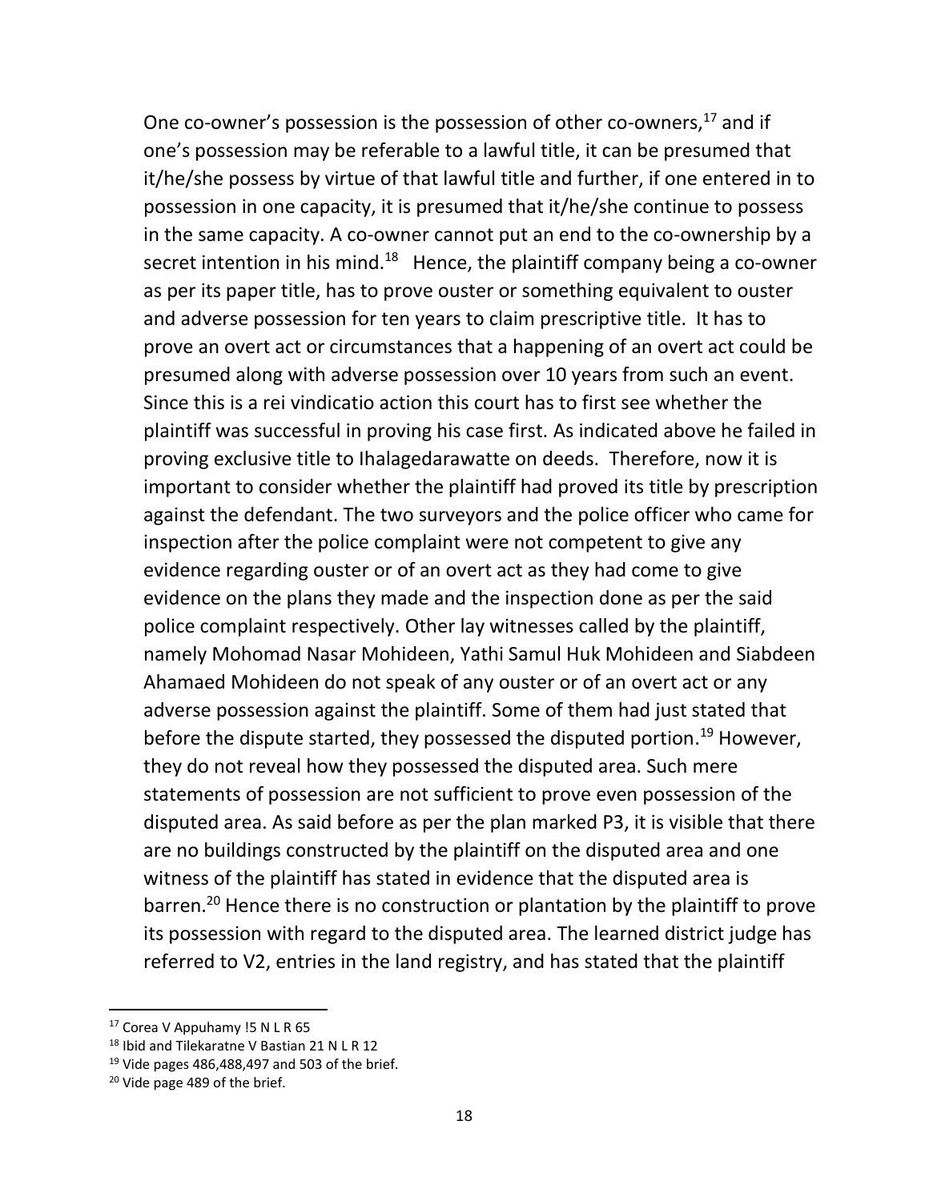One co-owner's possession is the possession of other co-owners,[17] and if one's possession may be referable to a lawful title, it can be presumed that it/he/she possess by virtue of that lawful title and further, if one entered in to possession in one capacity, it is presumed that it/he/she continue to possess in the same capacity. A co-owner cannot put an end to the co-ownership by a secret intention in his mind.[18] Hence, the plaintiff company being a co-owner as per its paper title, has to prove ouster or something equivalent to ouster and adverse possession for ten years to claim prescriptive title. It has to prove an overt act or circumstances that a happening of an overt act could be presumed along with adverse possession over 10 years from such an event. Since this is a rei vindicatio action this court has to first see whether the plaintiff was successful in proving his case first. As indicated above he failed in proving exclusive title to Ihalagedarawatte on deeds. Therefore, now it is important to consider whether the plaintiff had proved its title by prescription against the defendant. The two surveyors and the police officer who came for inspection after the police complaint were not competent to give any evidence regarding ouster or of an overt act as they had come to give evidence on the plans they made and the inspection done as per the said police complaint respectively. Other lay witnesses called by the plaintiff, namely Mohomad Nasar Mohideen, Yathi Samul Huk Mohideen and Siabdeen Ahamaed Mohideen do not speak of any ouster or of an overt act or any adverse possession against the plaintiff. Some of them had just stated that before the dispute started, they possessed the disputed portion.[19] However, they do not reveal how they possessed the disputed area. Such mere statements of possession are not sufficient to prove even possession of the disputed area. As said before as per the plan marked P3, it is visible that there are no buildings constructed by the plaintiff on the disputed area and one witness of the plaintiff has stated in evidence that the disputed area is barren.[20] Hence there is no construction or plantation by the plaintiff to prove its possession with regard to the disputed area. The learned district judge has referred to V2, entries in the land registry, and has stated that the plaintiff

---

[17] Corea V Appuhamy !5 N L R 65

[18] Ibid and Tilekaratne V Bastian 21 N L R 12

[19] Vide pages 486,488,497 and 503 of the brief.

[20] Vide page 489 of the brief.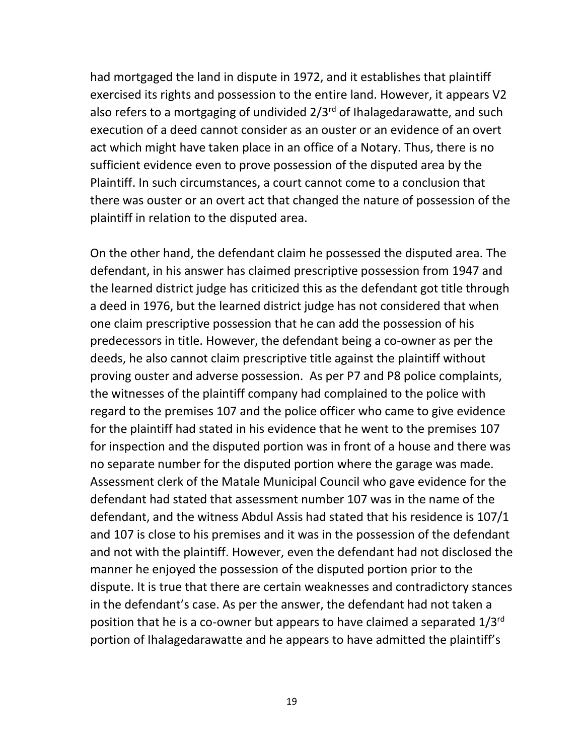had mortgaged the land in dispute in 1972, and it establishes that plaintiff exercised its rights and possession to the entire land. However, it appears V2 also refers to a mortgaging of undivided 2/3rd of Ihalagedarawatte, and such execution of a deed cannot consider as an ouster or an evidence of an overt act which might have taken place in an office of a Notary. Thus, there is no sufficient evidence even to prove possession of the disputed area by the Plaintiff. In such circumstances, a court cannot come to a conclusion that there was ouster or an overt act that changed the nature of possession of the plaintiff in relation to the disputed area.

On the other hand, the defendant claim he possessed the disputed area. The defendant, in his answer has claimed prescriptive possession from 1947 and the learned district judge has criticized this as the defendant got title through a deed in 1976, but the learned district judge has not considered that when one claim prescriptive possession that he can add the possession of his predecessors in title. However, the defendant being a co-owner as per the deeds, he also cannot claim prescriptive title against the plaintiff without proving ouster and adverse possession. As per P7 and P8 police complaints, the witnesses of the plaintiff company had complained to the police with regard to the premises 107 and the police officer who came to give evidence for the plaintiff had stated in his evidence that he went to the premises 107 for inspection and the disputed portion was in front of a house and there was no separate number for the disputed portion where the garage was made. Assessment clerk of the Matale Municipal Council who gave evidence for the defendant had stated that assessment number 107 was in the name of the defendant, and the witness Abdul Assis had stated that his residence is 107/1 and 107 is close to his premises and it was in the possession of the defendant and not with the plaintiff. However, even the defendant had not disclosed the manner he enjoyed the possession of the disputed portion prior to the dispute. It is true that there are certain weaknesses and contradictory stances in the defendant's case. As per the answer, the defendant had not taken a position that he is a co-owner but appears to have claimed a separated 1/3rd portion of Ihalagedarawatte and he appears to have admitted the plaintiff's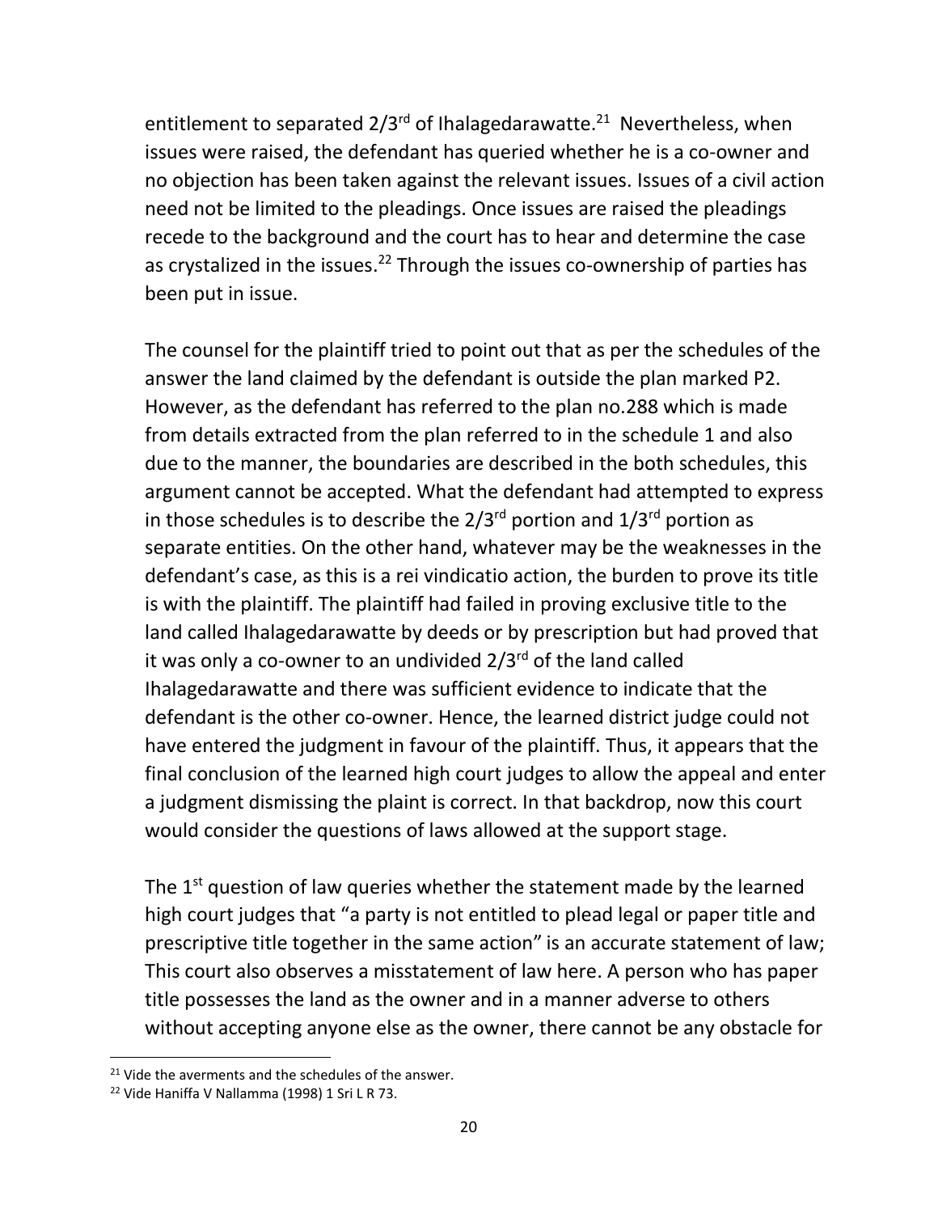entitlement to separated 2/3rd of Ihalagedarawatte.[21] Nevertheless, when issues were raised, the defendant has queried whether he is a co-owner and no objection has been taken against the relevant issues. Issues of a civil action need not be limited to the pleadings. Once issues are raised the pleadings recede to the background and the court has to hear and determine the case as crystalized in the issues.[22] Through the issues co-ownership of parties has been put in issue.

The counsel for the plaintiff tried to point out that as per the schedules of the answer the land claimed by the defendant is outside the plan marked P2. However, as the defendant has referred to the plan no.288 which is made from details extracted from the plan referred to in the schedule 1 and also due to the manner, the boundaries are described in the both schedules, this argument cannot be accepted. What the defendant had attempted to express in those schedules is to describe the 2/3rd portion and 1/3rd portion as separate entities. On the other hand, whatever may be the weaknesses in the defendant's case, as this is a rei vindicatio action, the burden to prove its title is with the plaintiff. The plaintiff had failed in proving exclusive title to the land called Ihalagedarawatte by deeds or by prescription but had proved that it was only a co-owner to an undivided 2/3rd of the land called Ihalagedarawatte and there was sufficient evidence to indicate that the defendant is the other co-owner. Hence, the learned district judge could not have entered the judgment in favour of the plaintiff. Thus, it appears that the final conclusion of the learned high court judges to allow the appeal and enter a judgment dismissing the plaint is correct. In that backdrop, now this court would consider the questions of laws allowed at the support stage.

The 1st question of law queries whether the statement made by the learned high court judges that "a party is not entitled to plead legal or paper title and prescriptive title together in the same action" is an accurate statement of law; This court also observes a misstatement of law here. A person who has paper title possesses the land as the owner and in a manner adverse to others without accepting anyone else as the owner, there cannot be any obstacle for

[21] Vide the averments and the schedules of the answer.

[22] Vide Haniffa V Nallamma (1998) 1 Sri L R 73.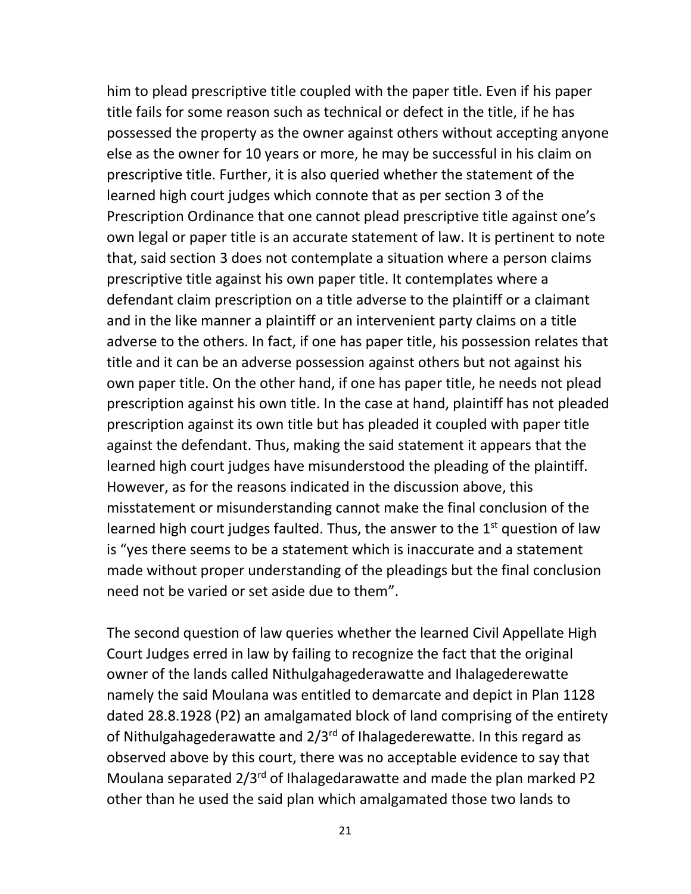him to plead prescriptive title coupled with the paper title. Even if his paper title fails for some reason such as technical or defect in the title, if he has possessed the property as the owner against others without accepting anyone else as the owner for 10 years or more, he may be successful in his claim on prescriptive title. Further, it is also queried whether the statement of the learned high court judges which connote that as per section 3 of the Prescription Ordinance that one cannot plead prescriptive title against one's own legal or paper title is an accurate statement of law. It is pertinent to note that, said section 3 does not contemplate a situation where a person claims prescriptive title against his own paper title. It contemplates where a defendant claim prescription on a title adverse to the plaintiff or a claimant and in the like manner a plaintiff or an intervenient party claims on a title adverse to the others. In fact, if one has paper title, his possession relates that title and it can be an adverse possession against others but not against his own paper title. On the other hand, if one has paper title, he needs not plead prescription against his own title. In the case at hand, plaintiff has not pleaded prescription against its own title but has pleaded it coupled with paper title against the defendant. Thus, making the said statement it appears that the learned high court judges have misunderstood the pleading of the plaintiff. However, as for the reasons indicated in the discussion above, this misstatement or misunderstanding cannot make the final conclusion of the learned high court judges faulted. Thus, the answer to the 1st question of law is "yes there seems to be a statement which is inaccurate and a statement made without proper understanding of the pleadings but the final conclusion need not be varied or set aside due to them".

The second question of law queries whether the learned Civil Appellate High Court Judges erred in law by failing to recognize the fact that the original owner of the lands called Nithulgahagederawatte and Ihalagederewatte namely the said Moulana was entitled to demarcate and depict in Plan 1128 dated 28.8.1928 (P2) an amalgamated block of land comprising of the entirety of Nithulgahagederawatte and 2/3rd of Ihalagederewatte. In this regard as observed above by this court, there was no acceptable evidence to say that Moulana separated 2/3rd of Ihalagedarawatte and made the plan marked P2 other than he used the said plan which amalgamated those two lands to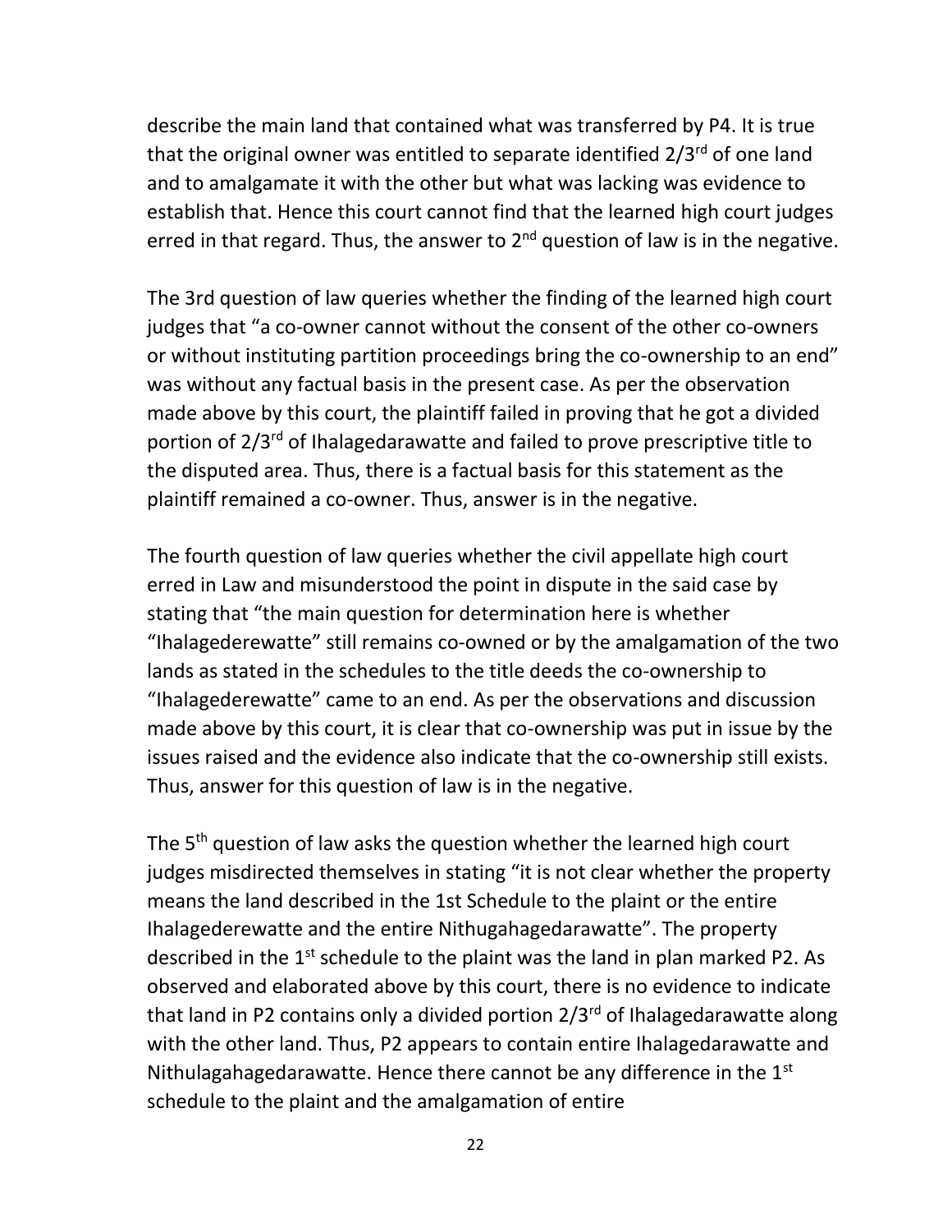describe the main land that contained what was transferred by P4. It is true that the original owner was entitled to separate identified 2/3rd of one land and to amalgamate it with the other but what was lacking was evidence to establish that. Hence this court cannot find that the learned high court judges erred in that regard. Thus, the answer to 2nd question of law is in the negative.

The 3rd question of law queries whether the finding of the learned high court judges that "a co-owner cannot without the consent of the other co-owners or without instituting partition proceedings bring the co-ownership to an end" was without any factual basis in the present case. As per the observation made above by this court, the plaintiff failed in proving that he got a divided portion of 2/3rd of Ihalagedarawatte and failed to prove prescriptive title to the disputed area. Thus, there is a factual basis for this statement as the plaintiff remained a co-owner. Thus, answer is in the negative.

The fourth question of law queries whether the civil appellate high court erred in Law and misunderstood the point in dispute in the said case by stating that "the main question for determination here is whether "Ihalagederewatte" still remains co-owned or by the amalgamation of the two lands as stated in the schedules to the title deeds the co-ownership to "Ihalagederewatte" came to an end. As per the observations and discussion made above by this court, it is clear that co-ownership was put in issue by the issues raised and the evidence also indicate that the co-ownership still exists. Thus, answer for this question of law is in the negative.

The 5th question of law asks the question whether the learned high court judges misdirected themselves in stating "it is not clear whether the property means the land described in the 1st Schedule to the plaint or the entire Ihalagederewatte and the entire Nithugahagedarawatte". The property described in the 1st schedule to the plaint was the land in plan marked P2. As observed and elaborated above by this court, there is no evidence to indicate that land in P2 contains only a divided portion 2/3rd of Ihalagedarawatte along with the other land. Thus, P2 appears to contain entire Ihalagedarawatte and Nithulagahagedarawatte. Hence there cannot be any difference in the 1st schedule to the plaint and the amalgamation of entire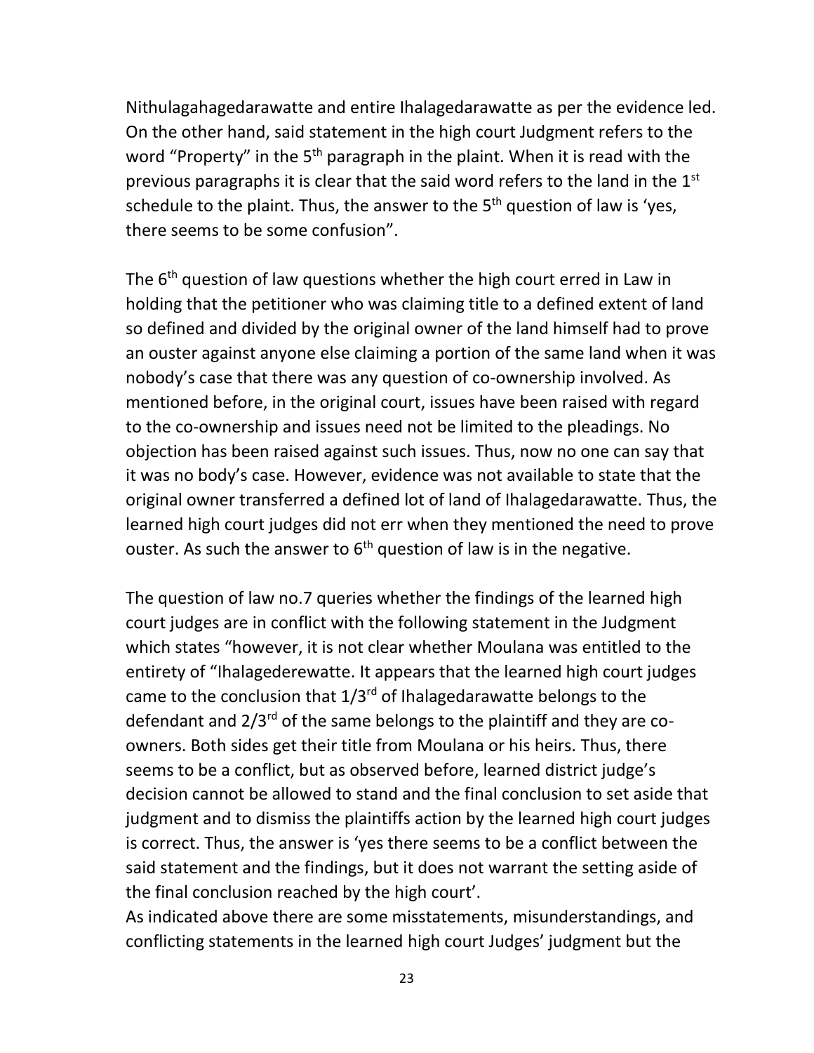Nithulagahagedarawatte and entire Ihalagedarawatte as per the evidence led. On the other hand, said statement in the high court Judgment refers to the word "Property" in the 5th paragraph in the plaint. When it is read with the previous paragraphs it is clear that the said word refers to the land in the 1st schedule to the plaint. Thus, the answer to the 5th question of law is 'yes, there seems to be some confusion".

The 6th question of law questions whether the high court erred in Law in holding that the petitioner who was claiming title to a defined extent of land so defined and divided by the original owner of the land himself had to prove an ouster against anyone else claiming a portion of the same land when it was nobody's case that there was any question of co-ownership involved. As mentioned before, in the original court, issues have been raised with regard to the co-ownership and issues need not be limited to the pleadings. No objection has been raised against such issues. Thus, now no one can say that it was no body's case. However, evidence was not available to state that the original owner transferred a defined lot of land of Ihalagedarawatte. Thus, the learned high court judges did not err when they mentioned the need to prove ouster. As such the answer to 6th question of law is in the negative.

The question of law no.7 queries whether the findings of the learned high court judges are in conflict with the following statement in the Judgment which states "however, it is not clear whether Moulana was entitled to the entirety of "Ihalagederewatte. It appears that the learned high court judges came to the conclusion that 1/3rd of Ihalagedarawatte belongs to the defendant and 2/3rd of the same belongs to the plaintiff and they are co-owners. Both sides get their title from Moulana or his heirs. Thus, there seems to be a conflict, but as observed before, learned district judge's decision cannot be allowed to stand and the final conclusion to set aside that judgment and to dismiss the plaintiffs action by the learned high court judges is correct. Thus, the answer is 'yes there seems to be a conflict between the said statement and the findings, but it does not warrant the setting aside of the final conclusion reached by the high court'.

As indicated above there are some misstatements, misunderstandings, and conflicting statements in the learned high court Judges' judgment but the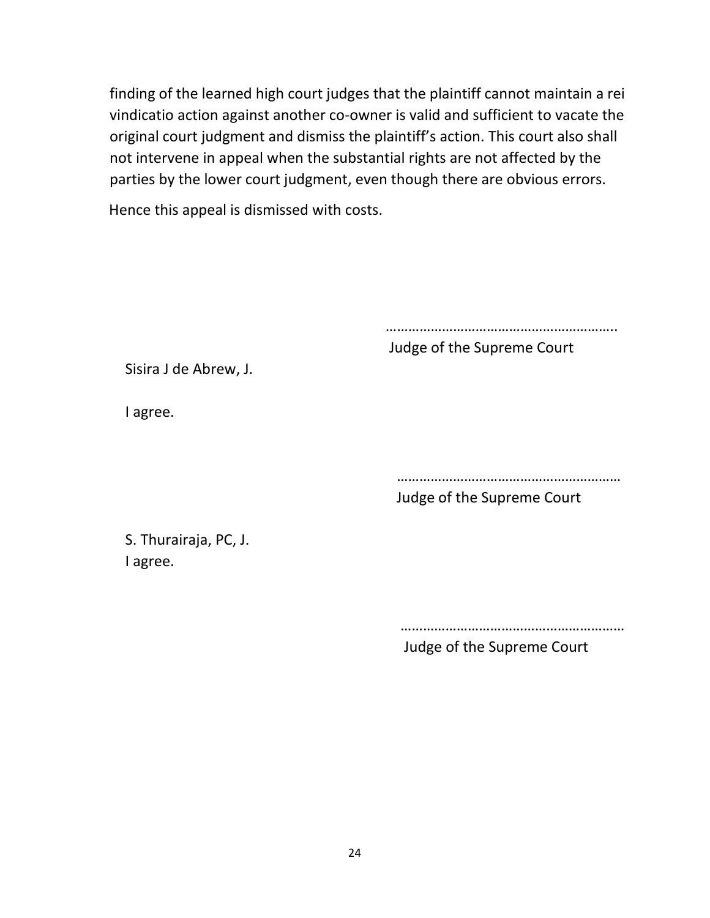finding of the learned high court judges that the plaintiff cannot maintain a rei vindicatio action against another co-owner is valid and sufficient to vacate the original court judgment and dismiss the plaintiff's action. This court also shall not intervene in appeal when the substantial rights are not affected by the parties by the lower court judgment, even though there are obvious errors.

Hence this appeal is dismissed with costs.

……………………………………………………..

Judge of the Supreme Court

Sisira J de Abrew, J.

I agree.

……………………………………………………

Judge of the Supreme Court

S. Thurairaja, PC, J.

I agree.

……………………………………………………

Judge of the Supreme Court